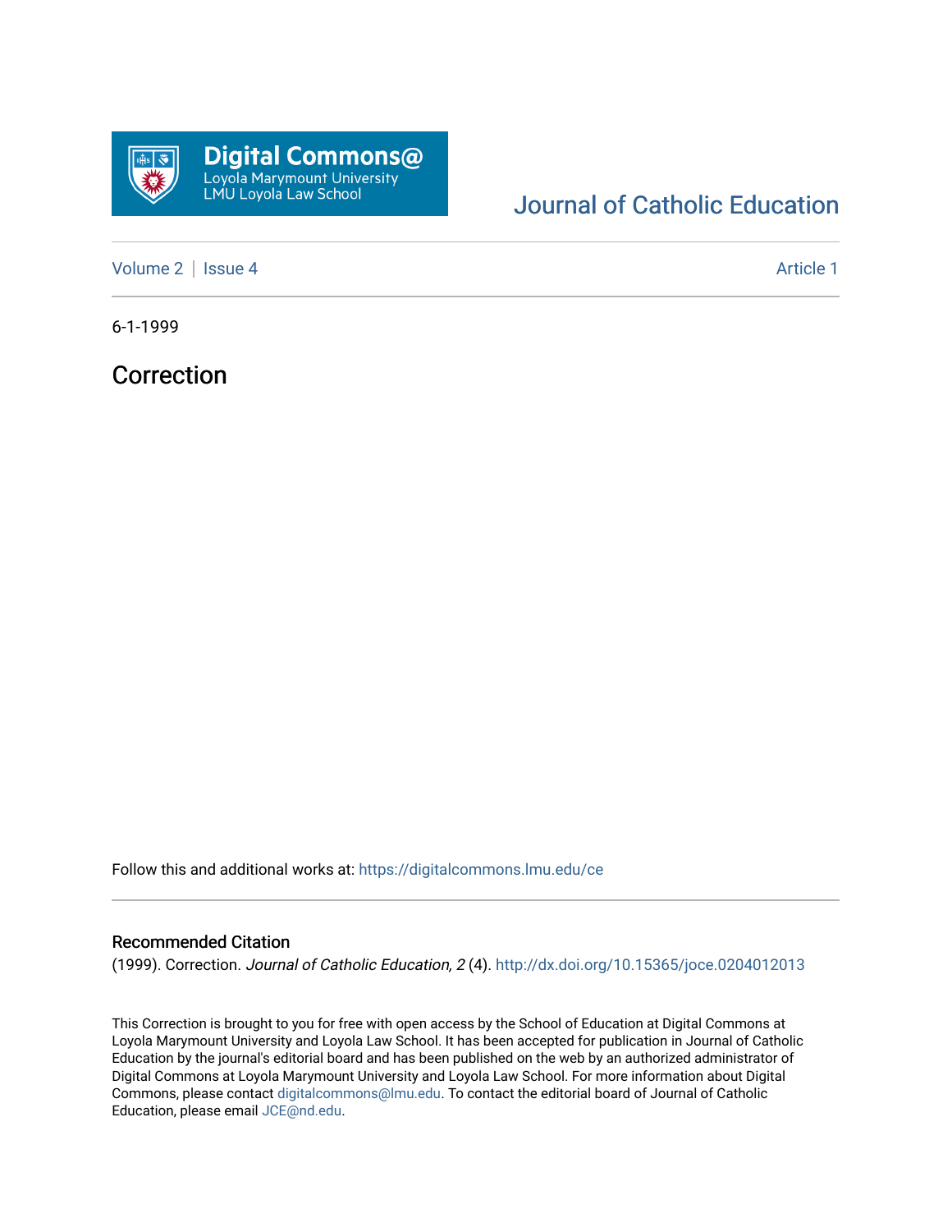Digital Commons@ Loyola Marymount University LMU Loyola Law School

Journal of Catholic Education

Volume 2 | Issue 4 Article 1

6-1-1999

# Correction

Follow this and additional works at: https://digitalcommons.lmu.edu/ce

## Recommended Citation

(1999). Correction. *Journal of Catholic Education, 2* (4). http://dx.doi.org/10.15365/joce.0204012013

This Correction is brought to you for free with open access by the School of Education at Digital Commons at Loyola Marymount University and Loyola Law School. It has been accepted for publication in Journal of Catholic Education by the journal's editorial board and has been published on the web by an authorized administrator of Digital Commons at Loyola Marymount University and Loyola Law School. For more information about Digital Commons, please contact digitalcommons@lmu.edu. To contact the editorial board of Journal of Catholic Education, please email JCE@nd.edu.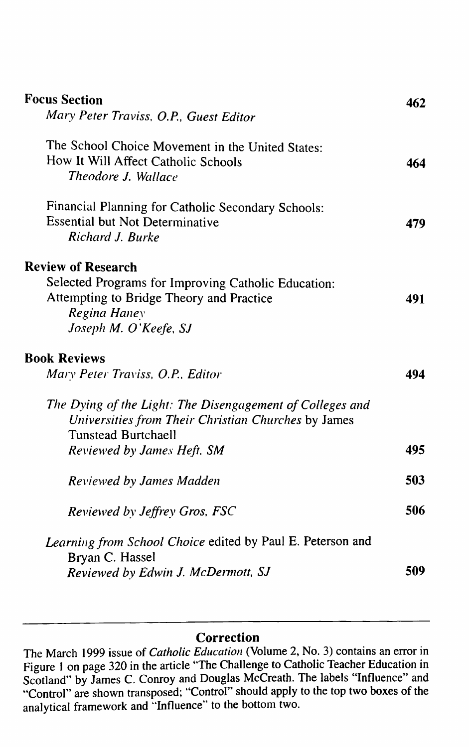**Focus Section** 462

*Mary Peter Traviss, O.P., Guest Editor*

The School Choice Movement in the United States: How It Will Affect Catholic Schools 464

*Theodore J. Wallace*

Financial Planning for Catholic Secondary Schools: Essential but Not Determinative 479

*Richard J. Burke*

**Review of Research**

Selected Programs for Improving Catholic Education: Attempting to Bridge Theory and Practice 491

*Regina Haney*

*Joseph M. O'Keefe, SJ*

**Book Reviews**

*Mary Peter Traviss, O.P., Editor* 494

*The Dying of the Light: The Disengagement of Colleges and Universities from Their Christian Churches* by James Tunstead Burtchaell

*Reviewed by James Heft, SM* 495

*Reviewed by James Madden* 503

*Reviewed by Jeffrey Gros, FSC* 506

*Learning from School Choice* edited by Paul E. Peterson and Bryan C. Hassel

*Reviewed by Edwin J. McDermott, SJ* 509

---

## Correction

The March 1999 issue of *Catholic Education* (Volume 2, No. 3) contains an error in Figure 1 on page 320 in the article "The Challenge to Catholic Teacher Education in Scotland" by James C. Conroy and Douglas McCreath. The labels "Influence" and "Control" are shown transposed; "Control" should apply to the top two boxes of the analytical framework and "Influence" to the bottom two.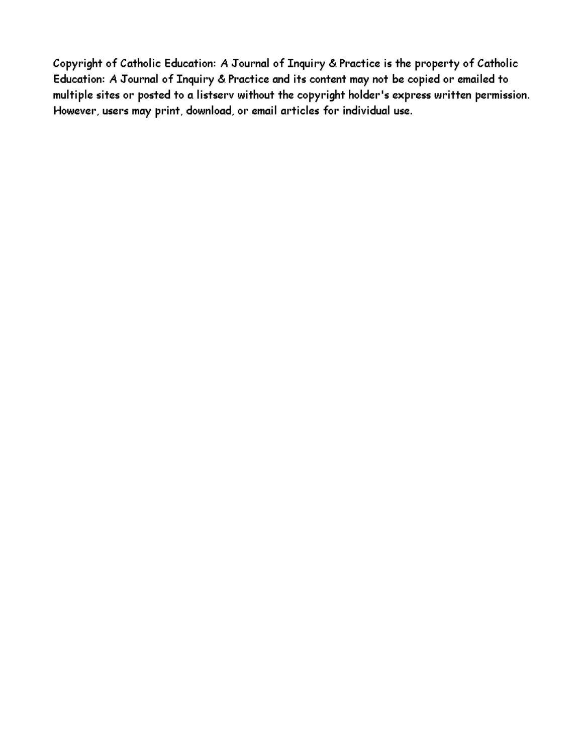Copyright of Catholic Education: A Journal of Inquiry & Practice is the property of Catholic Education: A Journal of Inquiry & Practice and its content may not be copied or emailed to multiple sites or posted to a listserv without the copyright holder's express written permission. However, users may print, download, or email articles for individual use.